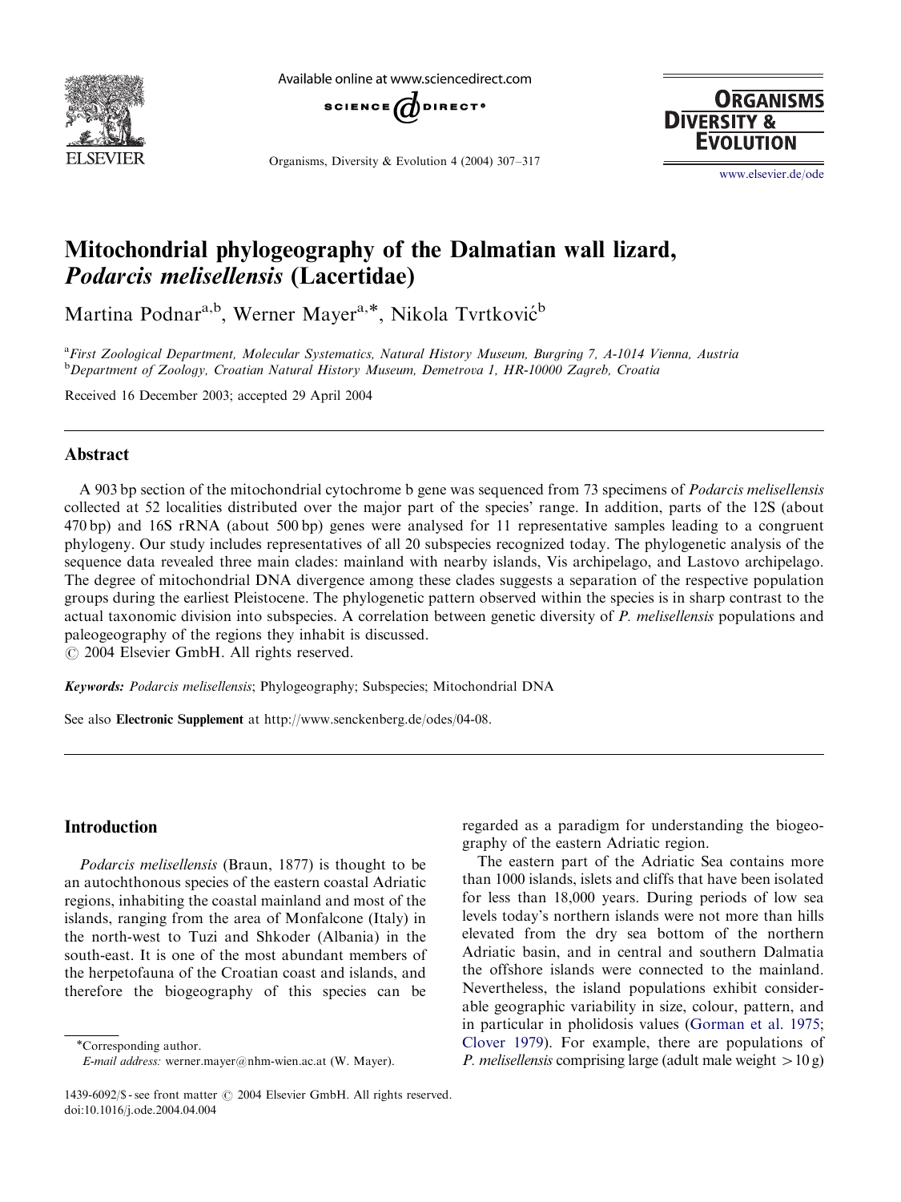# Mitochondrial phylogeography of the Dalmatian wall lizard, *Podarcis melisellensis* (Lacertidae)

Martina Podnar[a,b], Werner Mayer[a,*], Nikola Tvrtković[b]

[a]First Zoological Department, Molecular Systematics, Natural History Museum, Burgring 7, A-1014 Vienna, Austria
[b]Department of Zoology, Croatian Natural History Museum, Demetrova 1, HR-10000 Zagreb, Croatia

Received 16 December 2003; accepted 29 April 2004

## Abstract

A 903 bp section of the mitochondrial cytochrome b gene was sequenced from 73 specimens of *Podarcis melisellensis* collected at 52 localities distributed over the major part of the species' range. In addition, parts of the 12S (about 470 bp) and 16S rRNA (about 500 bp) genes were analysed for 11 representative samples leading to a congruent phylogeny. Our study includes representatives of all 20 subspecies recognized today. The phylogenetic analysis of the sequence data revealed three main clades: mainland with nearby islands, Vis archipelago, and Lastovo archipelago. The degree of mitochondrial DNA divergence among these clades suggests a separation of the respective population groups during the earliest Pleistocene. The phylogenetic pattern observed within the species is in sharp contrast to the actual taxonomic division into subspecies. A correlation between genetic diversity of *P. melisellensis* populations and paleogeography of the regions they inhabit is discussed.
© 2004 Elsevier GmbH. All rights reserved.

**Keywords:** *Podarcis melisellensis*; Phylogeography; Subspecies; Mitochondrial DNA

See also **Electronic Supplement** at http://www.senckenberg.de/odes/04-08.

## Introduction

*Podarcis melisellensis* (Braun, 1877) is thought to be an autochthonous species of the eastern coastal Adriatic regions, inhabiting the coastal mainland and most of the islands, ranging from the area of Monfalcone (Italy) in the north-west to Tuzi and Shkoder (Albania) in the south-east. It is one of the most abundant members of the herpetofauna of the Croatian coast and islands, and therefore the biogeography of this species can be regarded as a paradigm for understanding the biogeography of the eastern Adriatic region.

The eastern part of the Adriatic Sea contains more than 1000 islands, islets and cliffs that have been isolated for less than 18,000 years. During periods of low sea levels today's northern islands were not more than hills elevated from the dry sea bottom of the northern Adriatic basin, and in central and southern Dalmatia the offshore islands were connected to the mainland. Nevertheless, the island populations exhibit considerable geographic variability in size, colour, pattern, and in particular in pholidosis values (Gorman et al. 1975; Clover 1979). For example, there are populations of *P. melisellensis* comprising large (adult male weight >10 g)

*Corresponding author.
E-mail address: werner.mayer@nhm-wien.ac.at (W. Mayer).

1439-6092/$ - see front matter © 2004 Elsevier GmbH. All rights reserved.
doi:10.1016/j.ode.2004.04.004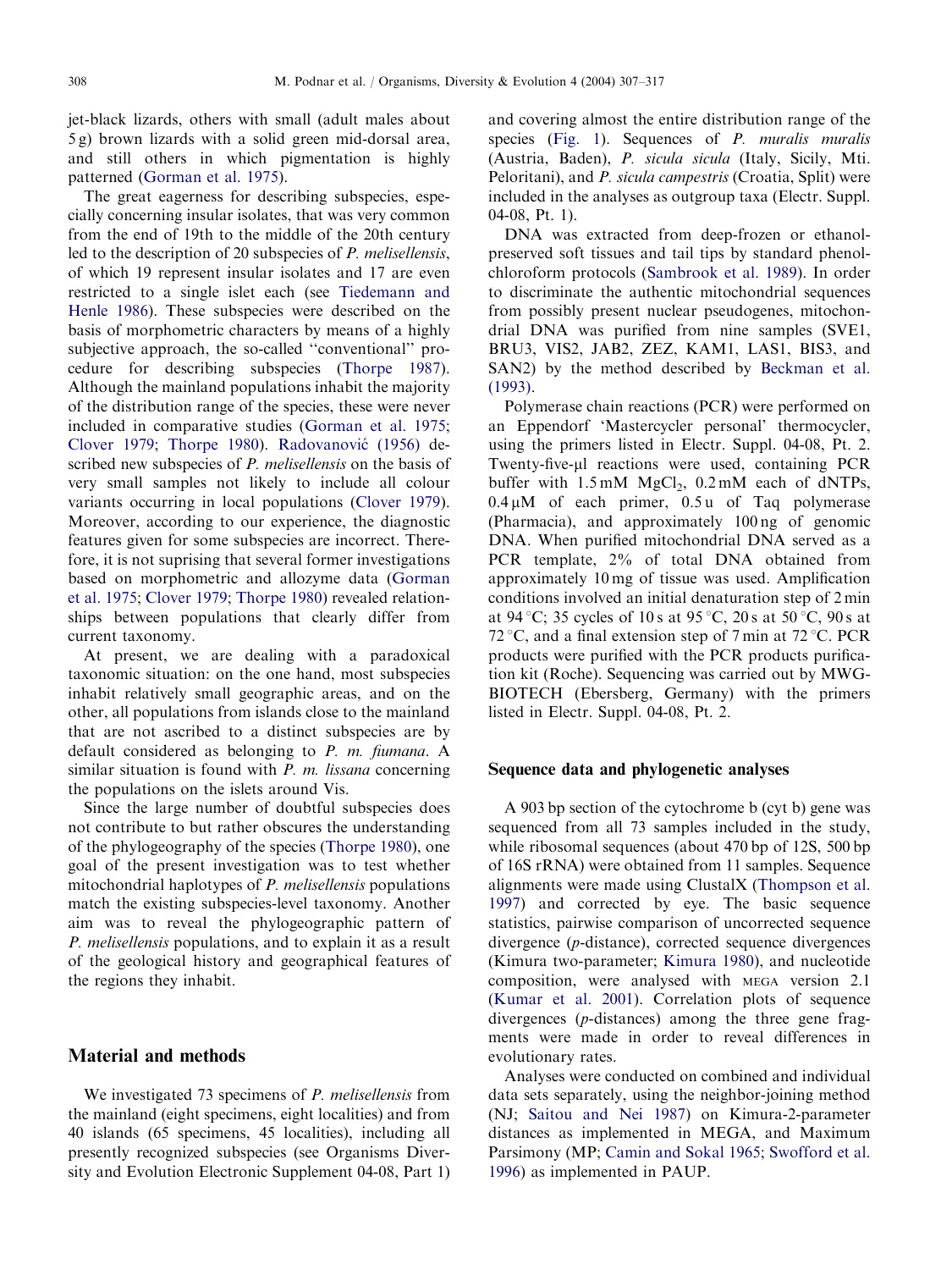jet-black lizards, others with small (adult males about 5 g) brown lizards with a solid green mid-dorsal area, and still others in which pigmentation is highly patterned (Gorman et al. 1975).

The great eagerness for describing subspecies, especially concerning insular isolates, that was very common from the end of 19th to the middle of the 20th century led to the description of 20 subspecies of *P. melisellensis*, of which 19 represent insular isolates and 17 are even restricted to a single islet each (see Tiedemann and Henle 1986). These subspecies were described on the basis of morphometric characters by means of a highly subjective approach, the so-called "conventional" procedure for describing subspecies (Thorpe 1987). Although the mainland populations inhabit the majority of the distribution range of the species, these were never included in comparative studies (Gorman et al. 1975; Clover 1979; Thorpe 1980). Radovanović (1956) described new subspecies of *P. melisellensis* on the basis of very small samples not likely to include all colour variants occurring in local populations (Clover 1979). Moreover, according to our experience, the diagnostic features given for some subspecies are incorrect. Therefore, it is not suprising that several former investigations based on morphometric and allozyme data (Gorman et al. 1975; Clover 1979; Thorpe 1980) revealed relationships between populations that clearly differ from current taxonomy.

At present, we are dealing with a paradoxical taxonomic situation: on the one hand, most subspecies inhabit relatively small geographic areas, and on the other, all populations from islands close to the mainland that are not ascribed to a distinct subspecies are by default considered as belonging to *P. m. fiumana*. A similar situation is found with *P. m. lissana* concerning the populations on the islets around Vis.

Since the large number of doubtful subspecies does not contribute to but rather obscures the understanding of the phylogeography of the species (Thorpe 1980), one goal of the present investigation was to test whether mitochondrial haplotypes of *P. melisellensis* populations match the existing subspecies-level taxonomy. Another aim was to reveal the phylogeographic pattern of *P. melisellensis* populations, and to explain it as a result of the geological history and geographical features of the regions they inhabit.

## Material and methods

We investigated 73 specimens of *P. melisellensis* from the mainland (eight specimens, eight localities) and from 40 islands (65 specimens, 45 localities), including all presently recognized subspecies (see Organisms Diversity and Evolution Electronic Supplement 04-08, Part 1) and covering almost the entire distribution range of the species (Fig. 1). Sequences of *P. muralis muralis* (Austria, Baden), *P. sicula sicula* (Italy, Sicily, Mti. Peloritani), and *P. sicula campestris* (Croatia, Split) were included in the analyses as outgroup taxa (Electr. Suppl. 04-08, Pt. 1).

DNA was extracted from deep-frozen or ethanol-preserved soft tissues and tail tips by standard phenol-chloroform protocols (Sambrook et al. 1989). In order to discriminate the authentic mitochondrial sequences from possibly present nuclear pseudogenes, mitochondrial DNA was purified from nine samples (SVE1, BRU3, VIS2, JAB2, ZEZ, KAM1, LAS1, BIS3, and SAN2) by the method described by Beckman et al. (1993).

Polymerase chain reactions (PCR) were performed on an Eppendorf 'Mastercycler personal' thermocycler, using the primers listed in Electr. Suppl. 04-08, Pt. 2. Twenty-five-μl reactions were used, containing PCR buffer with 1.5 mM $MgCl_2$, 0.2 mM each of dNTPs, 0.4 μM of each primer, 0.5 u of Taq polymerase (Pharmacia), and approximately 100 ng of genomic DNA. When purified mitochondrial DNA served as a PCR template, 2% of total DNA obtained from approximately 10 mg of tissue was used. Amplification conditions involved an initial denaturation step of 2 min at 94 °C; 35 cycles of 10 s at 95 °C, 20 s at 50 °C, 90 s at 72 °C, and a final extension step of 7 min at 72 °C. PCR products were purified with the PCR products purification kit (Roche). Sequencing was carried out by MWG-BIOTECH (Ebersberg, Germany) with the primers listed in Electr. Suppl. 04-08, Pt. 2.

### Sequence data and phylogenetic analyses

A 903 bp section of the cytochrome b (cyt b) gene was sequenced from all 73 samples included in the study, while ribosomal sequences (about 470 bp of 12S, 500 bp of 16S rRNA) were obtained from 11 samples. Sequence alignments were made using ClustalX (Thompson et al. 1997) and corrected by eye. The basic sequence statistics, pairwise comparison of uncorrected sequence divergence (*p*-distance), corrected sequence divergences (Kimura two-parameter; Kimura 1980), and nucleotide composition, were analysed with MEGA version 2.1 (Kumar et al. 2001). Correlation plots of sequence divergences (*p*-distances) among the three gene fragments were made in order to reveal differences in evolutionary rates.

Analyses were conducted on combined and individual data sets separately, using the neighbor-joining method (NJ; Saitou and Nei 1987) on Kimura-2-parameter distances as implemented in MEGA, and Maximum Parsimony (MP; Camin and Sokal 1965; Swofford et al. 1996) as implemented in PAUP.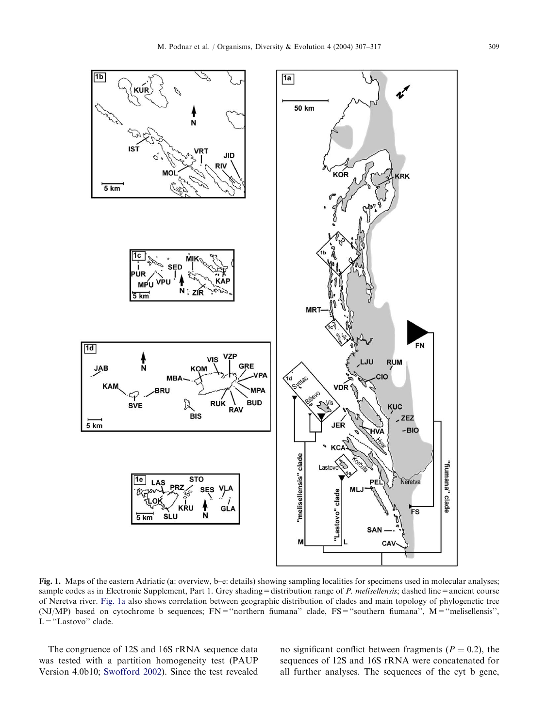Fig. 1. Maps of the eastern Adriatic (a: overview, b–e: details) showing sampling localities for specimens used in molecular analyses; sample codes as in Electronic Supplement, Part 1. Grey shading = distribution range of *P. melisellensis*; dashed line = ancient course of Neretva river. Fig. 1a also shows correlation between geographic distribution of clades and main topology of phylogenetic tree (NJ/MP) based on cytochrome b sequences; FN = ''northern fiumana'' clade, FS = ''southern fiumana'', M = ''melisellensis'', L = ''Lastovo'' clade.

The congruence of 12S and 16S rRNA sequence data was tested with a partition homogeneity test (PAUP Version 4.0b10; Swofford 2002). Since the test revealed no significant conflict between fragments ($P = 0.2$), the sequences of 12S and 16S rRNA were concatenated for all further analyses. The sequences of the cyt b gene,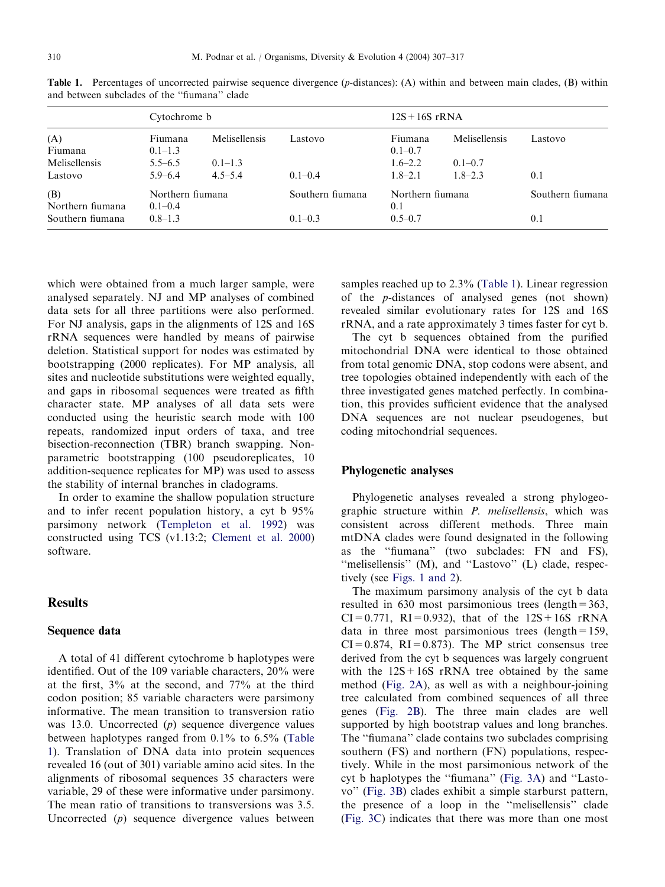**Table 1.** Percentages of uncorrected pairwise sequence divergence (*p*-distances): (A) within and between main clades, (B) within and between subclades of the "fiumana" clade

| | Cytochrome b | | | 12S + 16S rRNA | | |
|---|---|---|---|---|---|---|
| (A) | Fiumana | Melisellensis | Lastovo | Fiumana | Melisellensis | Lastovo |
| Fiumana | 0.1–1.3 | | | 0.1–0.7 | | |
| Melisellensis | 5.5–6.5 | 0.1–1.3 | | 1.6–2.2 | 0.1–0.7 | |
| Lastovo | 5.9–6.4 | 4.5–5.4 | 0.1–0.4 | 1.8–2.1 | 1.8–2.3 | 0.1 |
| (B) | Northern fiumana | | Southern fiumana | Northern fiumana | | Southern fiumana |
| Northern fiumana | 0.1–0.4 | | | 0.1 | | |
| Southern fiumana | 0.8–1.3 | | 0.1–0.3 | 0.5–0.7 | | 0.1 |

which were obtained from a much larger sample, were analysed separately. NJ and MP analyses of combined data sets for all three partitions were also performed. For NJ analysis, gaps in the alignments of 12S and 16S rRNA sequences were handled by means of pairwise deletion. Statistical support for nodes was estimated by bootstrapping (2000 replicates). For MP analysis, all sites and nucleotide substitutions were weighted equally, and gaps in ribosomal sequences were treated as fifth character state. MP analyses of all data sets were conducted using the heuristic search mode with 100 repeats, randomized input orders of taxa, and tree bisection-reconnection (TBR) branch swapping. Non-parametric bootstrapping (100 pseudoreplicates, 10 addition-sequence replicates for MP) was used to assess the stability of internal branches in cladograms.

In order to examine the shallow population structure and to infer recent population history, a cyt b 95% parsimony network (Templeton et al. 1992) was constructed using TCS (v1.13:2; Clement et al. 2000) software.

## Results

### Sequence data

A total of 41 different cytochrome b haplotypes were identified. Out of the 109 variable characters, 20% were at the first, 3% at the second, and 77% at the third codon position; 85 variable characters were parsimony informative. The mean transition to transversion ratio was 13.0. Uncorrected (*p*) sequence divergence values between haplotypes ranged from 0.1% to 6.5% (Table 1). Translation of DNA data into protein sequences revealed 16 (out of 301) variable amino acid sites. In the alignments of ribosomal sequences 35 characters were variable, 29 of these were informative under parsimony. The mean ratio of transitions to transversions was 3.5. Uncorrected (*p*) sequence divergence values between samples reached up to 2.3% (Table 1). Linear regression of the *p*-distances of analysed genes (not shown) revealed similar evolutionary rates for 12S and 16S rRNA, and a rate approximately 3 times faster for cyt b.

The cyt b sequences obtained from the purified mitochondrial DNA were identical to those obtained from total genomic DNA, stop codons were absent, and tree topologies obtained independently with each of the three investigated genes matched perfectly. In combination, this provides sufficient evidence that the analysed DNA sequences are not nuclear pseudogenes, but coding mitochondrial sequences.

### Phylogenetic analyses

Phylogenetic analyses revealed a strong phylogeographic structure within *P. melisellensis*, which was consistent across different methods. Three main mtDNA clades were found designated in the following as the "fiumana" (two subclades: FN and FS), "melisellensis" (M), and "Lastovo" (L) clade, respectively (see Figs. 1 and 2).

The maximum parsimony analysis of the cyt b data resulted in 630 most parsimonious trees (length = 363, CI = 0.771, RI = 0.932), that of the 12S + 16S rRNA data in three most parsimonious trees (length = 159, CI = 0.874, RI = 0.873). The MP strict consensus tree derived from the cyt b sequences was largely congruent with the 12S + 16S rRNA tree obtained by the same method (Fig. 2A), as well as with a neighbour-joining tree calculated from combined sequences of all three genes (Fig. 2B). The three main clades are well supported by high bootstrap values and long branches. The "fiumana" clade contains two subclades comprising southern (FS) and northern (FN) populations, respectively. While in the most parsimonious network of the cyt b haplotypes the "fiumana" (Fig. 3A) and "Lastovo" (Fig. 3B) clades exhibit a simple starburst pattern, the presence of a loop in the "melisellensis" clade (Fig. 3C) indicates that there was more than one most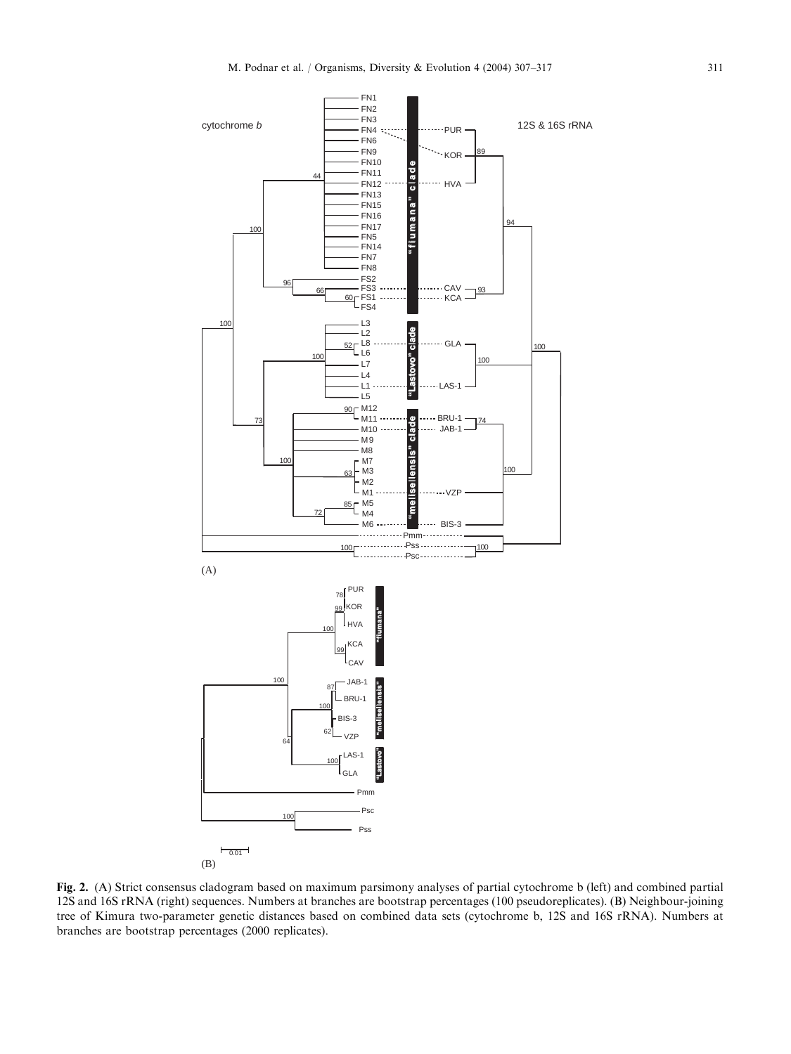Fig. 2. (A) Strict consensus cladogram based on maximum parsimony analyses of partial cytochrome b (left) and combined partial 12S and 16S rRNA (right) sequences. Numbers at branches are bootstrap percentages (100 pseudoreplicates). (B) Neighbour-joining tree of Kimura two-parameter genetic distances based on combined data sets (cytochrome b, 12S and 16S rRNA). Numbers at branches are bootstrap percentages (2000 replicates).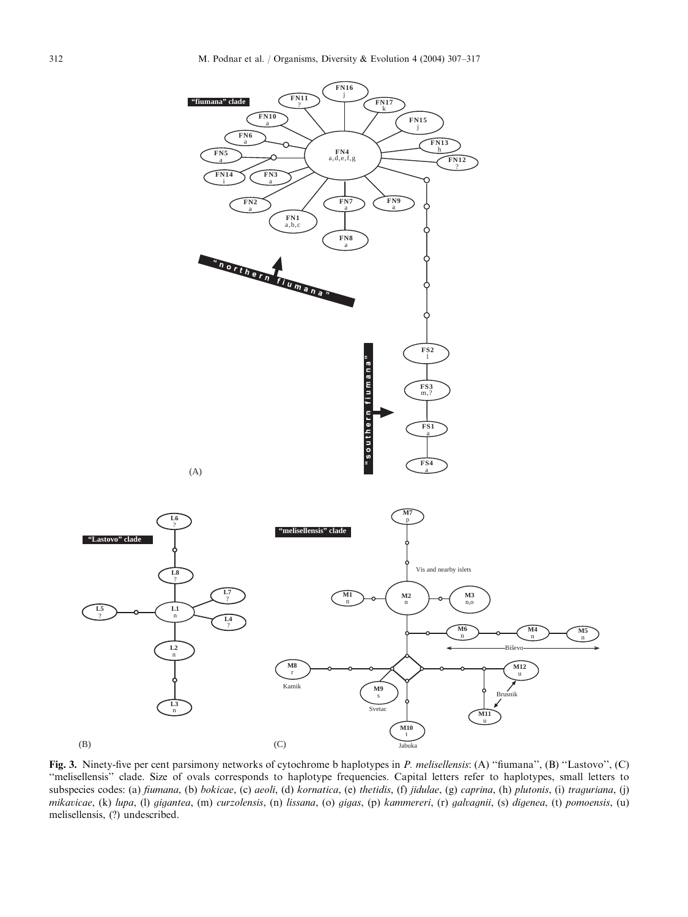**Fig. 3.** Ninety-five per cent parsimony networks of cytochrome b haplotypes in *P. melisellensis*: (A) "fiumana", (B) "Lastovo", (C) "melisellensis" clade. Size of ovals corresponds to haplotype frequencies. Capital letters refer to haplotypes, small letters to subspecies codes: (a) *fiumana*, (b) *bokicae*, (c) *aeoli*, (d) *kornatica*, (e) *thetidis*, (f) *jidulae*, (g) *caprina*, (h) *plutonis*, (i) *traguriana*, (j) *mikavicae*, (k) *lupa*, (l) *gigantea*, (m) *curzolensis*, (n) *lissana*, (o) *gigas*, (p) *kammereri*, (r) *galvagnii*, (s) *digenea*, (t) *pomoensis*, (u) melisellensis, (?) undescribed.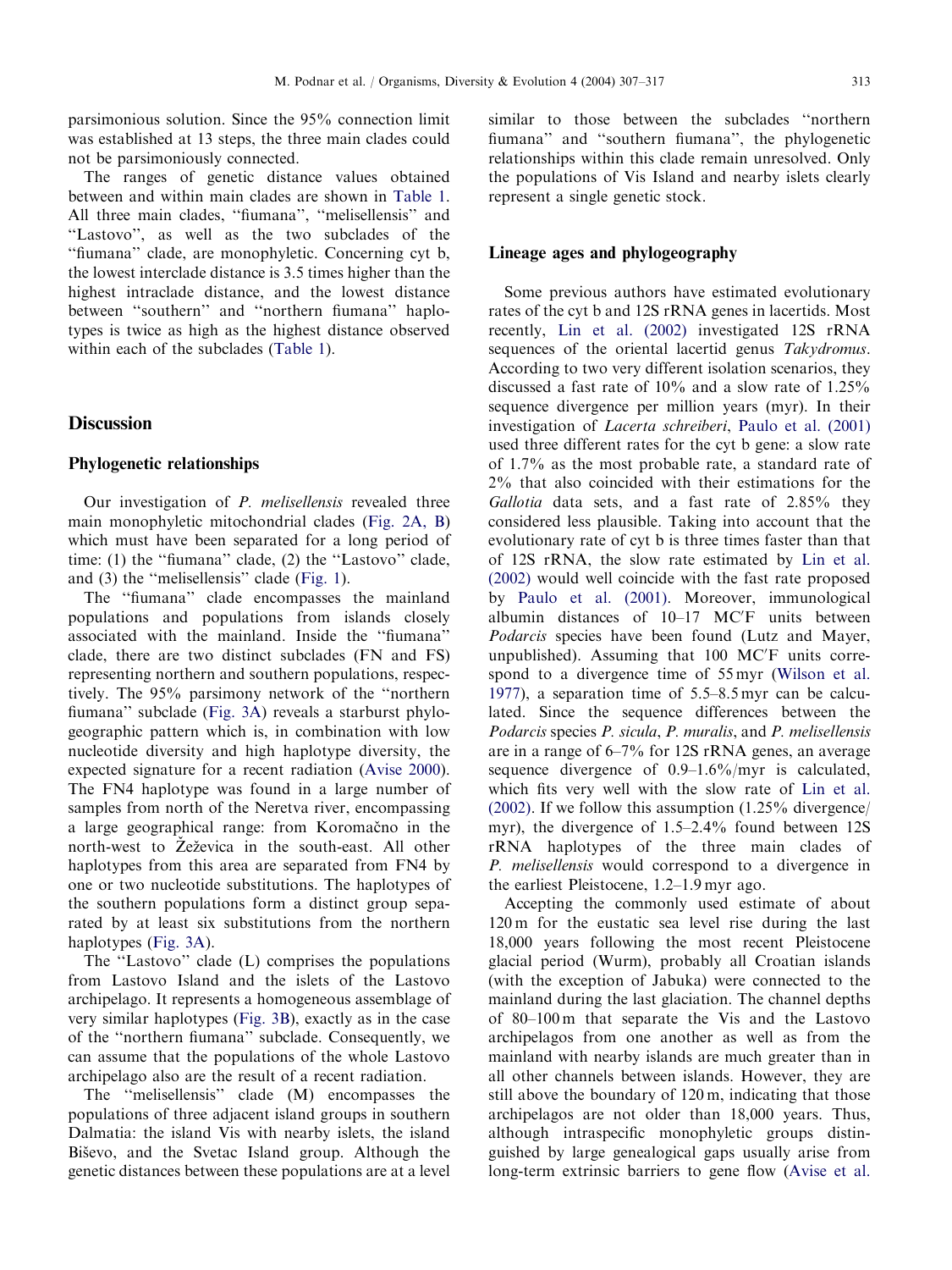parsimonious solution. Since the 95% connection limit was established at 13 steps, the three main clades could not be parsimoniously connected.

The ranges of genetic distance values obtained between and within main clades are shown in Table 1. All three main clades, "fiumana", "melisellensis" and "Lastovo", as well as the two subclades of the "fiumana" clade, are monophyletic. Concerning cyt b, the lowest interclade distance is 3.5 times higher than the highest intraclade distance, and the lowest distance between "southern" and "northern fiumana" haplotypes is twice as high as the highest distance observed within each of the subclades (Table 1).

## Discussion

### Phylogenetic relationships

Our investigation of *P. melisellensis* revealed three main monophyletic mitochondrial clades (Fig. 2A, B) which must have been separated for a long period of time: (1) the "fiumana" clade, (2) the "Lastovo" clade, and (3) the "melisellensis" clade (Fig. 1).

The "fiumana" clade encompasses the mainland populations and populations from islands closely associated with the mainland. Inside the "fiumana" clade, there are two distinct subclades (FN and FS) representing northern and southern populations, respectively. The 95% parsimony network of the "northern fiumana" subclade (Fig. 3A) reveals a starburst phylogeographic pattern which is, in combination with low nucleotide diversity and high haplotype diversity, the expected signature for a recent radiation (Avise 2000). The FN4 haplotype was found in a large number of samples from north of the Neretva river, encompassing a large geographical range: from Koromačno in the north-west to Žeževica in the south-east. All other haplotypes from this area are separated from FN4 by one or two nucleotide substitutions. The haplotypes of the southern populations form a distinct group separated by at least six substitutions from the northern haplotypes (Fig. 3A).

The "Lastovo" clade (L) comprises the populations from Lastovo Island and the islets of the Lastovo archipelago. It represents a homogeneous assemblage of very similar haplotypes (Fig. 3B), exactly as in the case of the "northern fiumana" subclade. Consequently, we can assume that the populations of the whole Lastovo archipelago also are the result of a recent radiation.

The "melisellensis" clade (M) encompasses the populations of three adjacent island groups in southern Dalmatia: the island Vis with nearby islets, the island Biševo, and the Svetac Island group. Although the genetic distances between these populations are at a level similar to those between the subclades "northern fiumana" and "southern fiumana", the phylogenetic relationships within this clade remain unresolved. Only the populations of Vis Island and nearby islets clearly represent a single genetic stock.

### Lineage ages and phylogeography

Some previous authors have estimated evolutionary rates of the cyt b and 12S rRNA genes in lacertids. Most recently, Lin et al. (2002) investigated 12S rRNA sequences of the oriental lacertid genus *Takydromus*. According to two very different isolation scenarios, they discussed a fast rate of 10% and a slow rate of 1.25% sequence divergence per million years (myr). In their investigation of *Lacerta schreiberi*, Paulo et al. (2001) used three different rates for the cyt b gene: a slow rate of 1.7% as the most probable rate, a standard rate of 2% that also coincided with their estimations for the *Gallotia* data sets, and a fast rate of 2.85% they considered less plausible. Taking into account that the evolutionary rate of cyt b is three times faster than that of 12S rRNA, the slow rate estimated by Lin et al. (2002) would well coincide with the fast rate proposed by Paulo et al. (2001). Moreover, immunological albumin distances of 10–17 MC′F units between *Podarcis* species have been found (Lutz and Mayer, unpublished). Assuming that 100 MC′F units correspond to a divergence time of 55 myr (Wilson et al. 1977), a separation time of 5.5–8.5 myr can be calculated. Since the sequence differences between the *Podarcis* species *P. sicula*, *P. muralis*, and *P. melisellensis* are in a range of 6–7% for 12S rRNA genes, an average sequence divergence of 0.9–1.6%/myr is calculated, which fits very well with the slow rate of Lin et al. (2002). If we follow this assumption (1.25% divergence/myr), the divergence of 1.5–2.4% found between 12S rRNA haplotypes of the three main clades of *P. melisellensis* would correspond to a divergence in the earliest Pleistocene, 1.2–1.9 myr ago.

Accepting the commonly used estimate of about 120 m for the eustatic sea level rise during the last 18,000 years following the most recent Pleistocene glacial period (Wurm), probably all Croatian islands (with the exception of Jabuka) were connected to the mainland during the last glaciation. The channel depths of 80–100 m that separate the Vis and the Lastovo archipelagos from one another as well as from the mainland with nearby islands are much greater than in all other channels between islands. However, they are still above the boundary of 120 m, indicating that those archipelagos are not older than 18,000 years. Thus, although intraspecific monophyletic groups distinguished by large genealogical gaps usually arise from long-term extrinsic barriers to gene flow (Avise et al.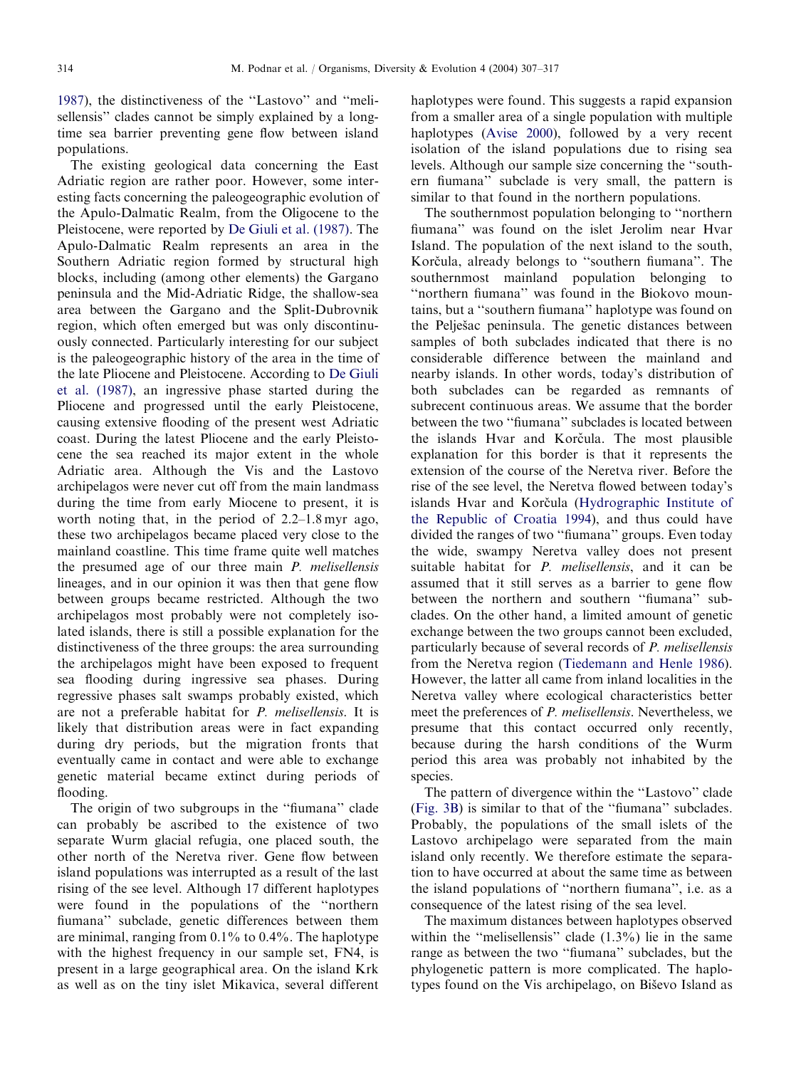1987), the distinctiveness of the "Lastovo" and "melisellensis" clades cannot be simply explained by a long-time sea barrier preventing gene flow between island populations.

The existing geological data concerning the East Adriatic region are rather poor. However, some interesting facts concerning the paleogeographic evolution of the Apulo-Dalmatic Realm, from the Oligocene to the Pleistocene, were reported by De Giuli et al. (1987). The Apulo-Dalmatic Realm represents an area in the Southern Adriatic region formed by structural high blocks, including (among other elements) the Gargano peninsula and the Mid-Adriatic Ridge, the shallow-sea area between the Gargano and the Split-Dubrovnik region, which often emerged but was only discontinuously connected. Particularly interesting for our subject is the paleogeographic history of the area in the time of the late Pliocene and Pleistocene. According to De Giuli et al. (1987), an ingressive phase started during the Pliocene and progressed until the early Pleistocene, causing extensive flooding of the present west Adriatic coast. During the latest Pliocene and the early Pleistocene the sea reached its major extent in the whole Adriatic area. Although the Vis and the Lastovo archipelagos were never cut off from the main landmass during the time from early Miocene to present, it is worth noting that, in the period of 2.2–1.8 myr ago, these two archipelagos became placed very close to the mainland coastline. This time frame quite well matches the presumed age of our three main *P. melisellensis* lineages, and in our opinion it was then that gene flow between groups became restricted. Although the two archipelagos most probably were not completely isolated islands, there is still a possible explanation for the distinctiveness of the three groups: the area surrounding the archipelagos might have been exposed to frequent sea flooding during ingressive sea phases. During regressive phases salt swamps probably existed, which are not a preferable habitat for *P. melisellensis*. It is likely that distribution areas were in fact expanding during dry periods, but the migration fronts that eventually came in contact and were able to exchange genetic material became extinct during periods of flooding.

The origin of two subgroups in the "fiumana" clade can probably be ascribed to the existence of two separate Wurm glacial refugia, one placed south, the other north of the Neretva river. Gene flow between island populations was interrupted as a result of the last rising of the see level. Although 17 different haplotypes were found in the populations of the "northern fiumana" subclade, genetic differences between them are minimal, ranging from 0.1% to 0.4%. The haplotype with the highest frequency in our sample set, FN4, is present in a large geographical area. On the island Krk as well as on the tiny islet Mikavica, several different haplotypes were found. This suggests a rapid expansion from a smaller area of a single population with multiple haplotypes (Avise 2000), followed by a very recent isolation of the island populations due to rising sea levels. Although our sample size concerning the "southern fiumana" subclade is very small, the pattern is similar to that found in the northern populations.

The southernmost population belonging to "northern fiumana" was found on the islet Jerolim near Hvar Island. The population of the next island to the south, Korčula, already belongs to "southern fiumana". The southernmost mainland population belonging to "northern fiumana" was found in the Biokovo mountains, but a "southern fiumana" haplotype was found on the Pelješac peninsula. The genetic distances between samples of both subclades indicated that there is no considerable difference between the mainland and nearby islands. In other words, today's distribution of both subclades can be regarded as remnants of subrecent continuous areas. We assume that the border between the two "fiumana" subclades is located between the islands Hvar and Korčula. The most plausible explanation for this border is that it represents the extension of the course of the Neretva river. Before the rise of the see level, the Neretva flowed between today's islands Hvar and Korčula (Hydrographic Institute of the Republic of Croatia 1994), and thus could have divided the ranges of two "fiumana" groups. Even today the wide, swampy Neretva valley does not present suitable habitat for *P. melisellensis*, and it can be assumed that it still serves as a barrier to gene flow between the northern and southern "fiumana" subclades. On the other hand, a limited amount of genetic exchange between the two groups cannot been excluded, particularly because of several records of *P. melisellensis* from the Neretva region (Tiedemann and Henle 1986). However, the latter all came from inland localities in the Neretva valley where ecological characteristics better meet the preferences of *P. melisellensis*. Nevertheless, we presume that this contact occurred only recently, because during the harsh conditions of the Wurm period this area was probably not inhabited by the species.

The pattern of divergence within the "Lastovo" clade (Fig. 3B) is similar to that of the "fiumana" subclades. Probably, the populations of the small islets of the Lastovo archipelago were separated from the main island only recently. We therefore estimate the separation to have occurred at about the same time as between the island populations of "northern fiumana", i.e. as a consequence of the latest rising of the sea level.

The maximum distances between haplotypes observed within the "melisellensis" clade (1.3%) lie in the same range as between the two "fiumana" subclades, but the phylogenetic pattern is more complicated. The haplotypes found on the Vis archipelago, on Biševo Island as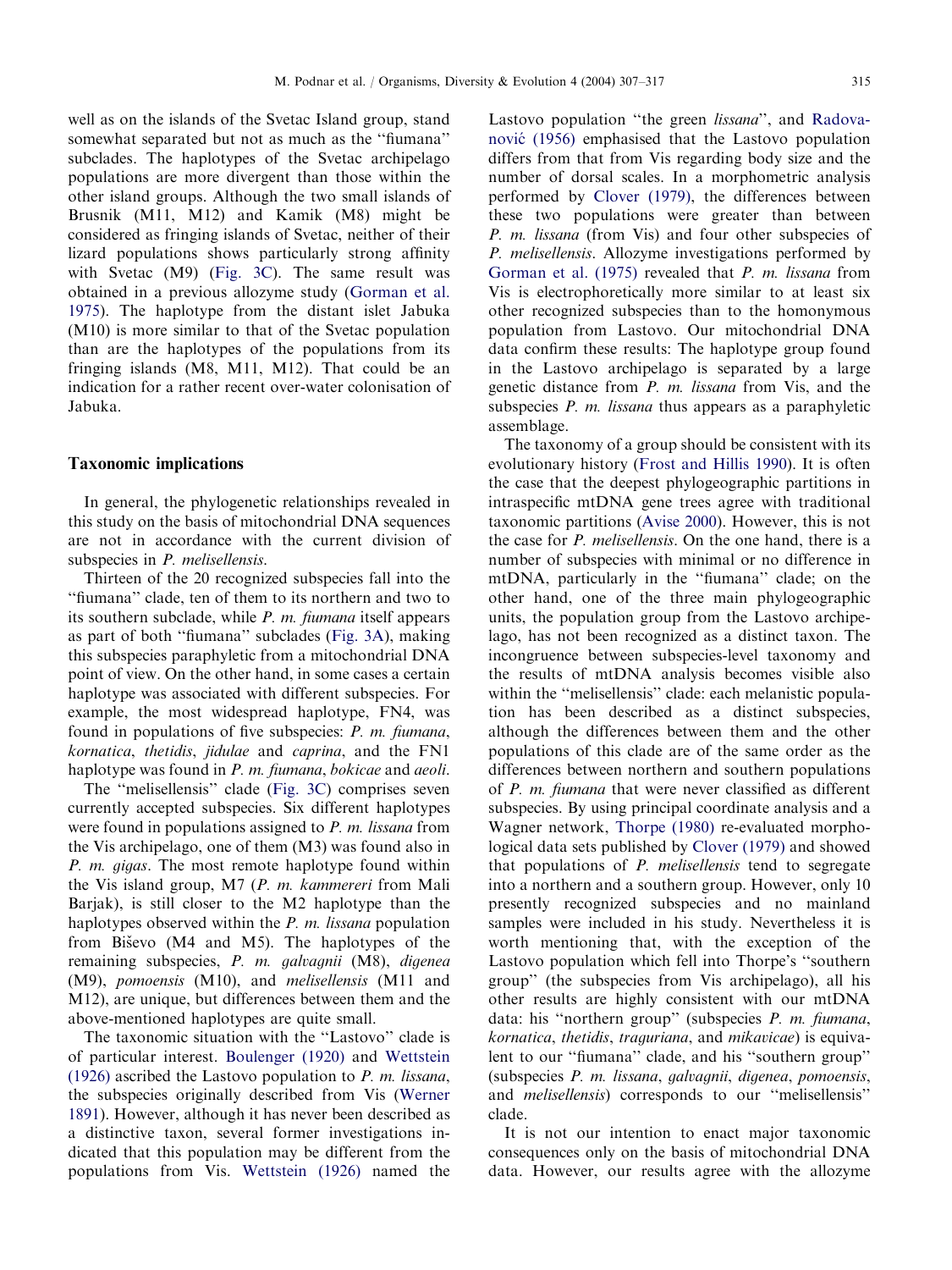well as on the islands of the Svetac Island group, stand somewhat separated but not as much as the "fiumana" subclades. The haplotypes of the Svetac archipelago populations are more divergent than those within the other island groups. Although the two small islands of Brusnik (M11, M12) and Kamik (M8) might be considered as fringing islands of Svetac, neither of their lizard populations shows particularly strong affinity with Svetac (M9) (Fig. 3C). The same result was obtained in a previous allozyme study (Gorman et al. 1975). The haplotype from the distant islet Jabuka (M10) is more similar to that of the Svetac population than are the haplotypes of the populations from its fringing islands (M8, M11, M12). That could be an indication for a rather recent over-water colonisation of Jabuka.

## Taxonomic implications

In general, the phylogenetic relationships revealed in this study on the basis of mitochondrial DNA sequences are not in accordance with the current division of subspecies in *P. melisellensis*.

Thirteen of the 20 recognized subspecies fall into the "fiumana" clade, ten of them to its northern and two to its southern subclade, while *P. m. fiumana* itself appears as part of both "fiumana" subclades (Fig. 3A), making this subspecies paraphyletic from a mitochondrial DNA point of view. On the other hand, in some cases a certain haplotype was associated with different subspecies. For example, the most widespread haplotype, FN4, was found in populations of five subspecies: *P. m. fiumana*, *kornatica*, *thetidis*, *jidulae* and *caprina*, and the FN1 haplotype was found in *P. m. fiumana*, *bokicae* and *aeoli*.

The "melisellensis" clade (Fig. 3C) comprises seven currently accepted subspecies. Six different haplotypes were found in populations assigned to *P. m. lissana* from the Vis archipelago, one of them (M3) was found also in *P. m. gigas*. The most remote haplotype found within the Vis island group, M7 (*P. m. kammereri* from Mali Barjak), is still closer to the M2 haplotype than the haplotypes observed within the *P. m. lissana* population from Biševo (M4 and M5). The haplotypes of the remaining subspecies, *P. m. galvagnii* (M8), *digenea* (M9), *pomoensis* (M10), and *melisellensis* (M11 and M12), are unique, but differences between them and the above-mentioned haplotypes are quite small.

The taxonomic situation with the "Lastovo" clade is of particular interest. Boulenger (1920) and Wettstein (1926) ascribed the Lastovo population to *P. m. lissana*, the subspecies originally described from Vis (Werner 1891). However, although it has never been described as a distinctive taxon, several former investigations indicated that this population may be different from the populations from Vis. Wettstein (1926) named the Lastovo population "the green *lissana*", and Radovanović (1956) emphasised that the Lastovo population differs from that from Vis regarding body size and the number of dorsal scales. In a morphometric analysis performed by Clover (1979), the differences between these two populations were greater than between *P. m. lissana* (from Vis) and four other subspecies of *P. melisellensis*. Allozyme investigations performed by Gorman et al. (1975) revealed that *P. m. lissana* from Vis is electrophoretically more similar to at least six other recognized subspecies than to the homonymous population from Lastovo. Our mitochondrial DNA data confirm these results: The haplotype group found in the Lastovo archipelago is separated by a large genetic distance from *P. m. lissana* from Vis, and the subspecies *P. m. lissana* thus appears as a paraphyletic assemblage.

The taxonomy of a group should be consistent with its evolutionary history (Frost and Hillis 1990). It is often the case that the deepest phylogeographic partitions in intraspecific mtDNA gene trees agree with traditional taxonomic partitions (Avise 2000). However, this is not the case for *P. melisellensis*. On the one hand, there is a number of subspecies with minimal or no difference in mtDNA, particularly in the "fiumana" clade; on the other hand, one of the three main phylogeographic units, the population group from the Lastovo archipelago, has not been recognized as a distinct taxon. The incongruence between subspecies-level taxonomy and the results of mtDNA analysis becomes visible also within the "melisellensis" clade: each melanistic population has been described as a distinct subspecies, although the differences between them and the other populations of this clade are of the same order as the differences between northern and southern populations of *P. m. fiumana* that were never classified as different subspecies. By using principal coordinate analysis and a Wagner network, Thorpe (1980) re-evaluated morphological data sets published by Clover (1979) and showed that populations of *P. melisellensis* tend to segregate into a northern and a southern group. However, only 10 presently recognized subspecies and no mainland samples were included in his study. Nevertheless it is worth mentioning that, with the exception of the Lastovo population which fell into Thorpe's "southern group" (the subspecies from Vis archipelago), all his other results are highly consistent with our mtDNA data: his "northern group" (subspecies *P. m. fiumana*, *kornatica*, *thetidis*, *traguriana*, and *mikavicae*) is equivalent to our "fiumana" clade, and his "southern group" (subspecies *P. m. lissana*, *galvagnii*, *digenea*, *pomoensis*, and *melisellensis*) corresponds to our "melisellensis" clade.

It is not our intention to enact major taxonomic consequences only on the basis of mitochondrial DNA data. However, our results agree with the allozyme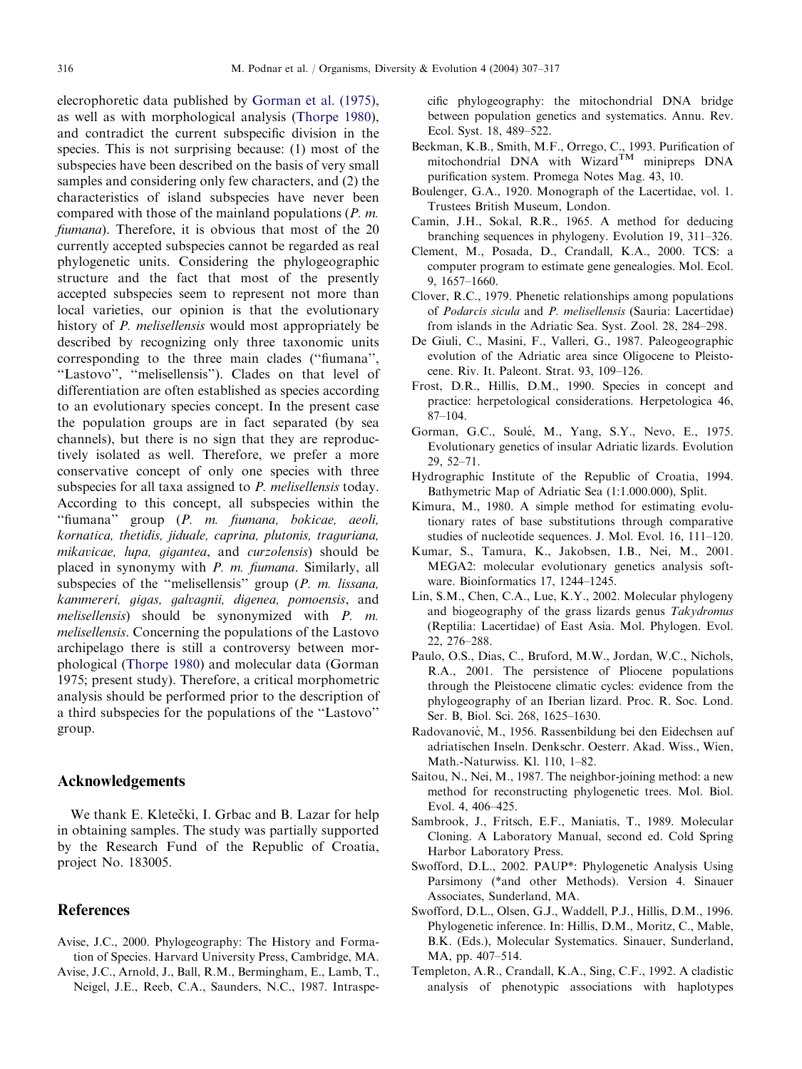electrophoretic data published by Gorman et al. (1975), as well as with morphological analysis (Thorpe 1980), and contradict the current subspecific division in the species. This is not surprising because: (1) most of the subspecies have been described on the basis of very small samples and considering only few characters, and (2) the characteristics of island subspecies have never been compared with those of the mainland populations (*P. m. fiumana*). Therefore, it is obvious that most of the 20 currently accepted subspecies cannot be regarded as real phylogenetic units. Considering the phylogeographic structure and the fact that most of the presently accepted subspecies seem to represent not more than local varieties, our opinion is that the evolutionary history of *P. melisellensis* would most appropriately be described by recognizing only three taxonomic units corresponding to the three main clades (''fiumana'', ''Lastovo'', ''melisellensis''). Clades on that level of differentiation are often established as species according to an evolutionary species concept. In the present case the population groups are in fact separated (by sea channels), but there is no sign that they are reproductively isolated as well. Therefore, we prefer a more conservative concept of only one species with three subspecies for all taxa assigned to *P. melisellensis* today. According to this concept, all subspecies within the ''fiumana'' group (*P. m. fiumana, bokicae, aeoli, kornatica, thetidis, jiduale, caprina, plutonis, traguriana, mikavicae, lupa, gigantea*, and *curzolensis*) should be placed in synonymy with *P. m. fiumana*. Similarly, all subspecies of the ''melisellensis'' group (*P. m. lissana, kammereri, gigas, galvagnii, digenea, pomoensis*, and *melisellensis*) should be synonymized with *P. m. melisellensis*. Concerning the populations of the Lastovo archipelago there is still a controversy between morphological (Thorpe 1980) and molecular data (Gorman 1975; present study). Therefore, a critical morphometric analysis should be performed prior to the description of a third subspecies for the populations of the ''Lastovo'' group.

## Acknowledgements

We thank E. Kletečki, I. Grbac and B. Lazar for help in obtaining samples. The study was partially supported by the Research Fund of the Republic of Croatia, project No. 183005.

## References

Avise, J.C., 2000. Phylogeography: The History and Formation of Species. Harvard University Press, Cambridge, MA.

Avise, J.C., Arnold, J., Ball, R.M., Bermingham, E., Lamb, T., Neigel, J.E., Reeb, C.A., Saunders, N.C., 1987. Intraspecific phylogeography: the mitochondrial DNA bridge between population genetics and systematics. Annu. Rev. Ecol. Syst. 18, 489–522.

Beckman, K.B., Smith, M.F., Orrego, C., 1993. Purification of mitochondrial DNA with Wizard™ minipreps DNA purification system. Promega Notes Mag. 43, 10.

Boulenger, G.A., 1920. Monograph of the Lacertidae, vol. 1. Trustees British Museum, London.

Camin, J.H., Sokal, R.R., 1965. A method for deducing branching sequences in phylogeny. Evolution 19, 311–326.

Clement, M., Posada, D., Crandall, K.A., 2000. TCS: a computer program to estimate gene genealogies. Mol. Ecol. 9, 1657–1660.

Clover, R.C., 1979. Phenetic relationships among populations of *Podarcis sicula* and *P. melisellensis* (Sauria: Lacertidae) from islands in the Adriatic Sea. Syst. Zool. 28, 284–298.

De Giuli, C., Masini, F., Valleri, G., 1987. Paleogeographic evolution of the Adriatic area since Oligocene to Pleistocene. Riv. It. Paleont. Strat. 93, 109–126.

Frost, D.R., Hillis, D.M., 1990. Species in concept and practice: herpetological considerations. Herpetologica 46, 87–104.

Gorman, G.C., Soulé, M., Yang, S.Y., Nevo, E., 1975. Evolutionary genetics of insular Adriatic lizards. Evolution 29, 52–71.

Hydrographic Institute of the Republic of Croatia, 1994. Bathymetric Map of Adriatic Sea (1:1.000.000), Split.

Kimura, M., 1980. A simple method for estimating evolutionary rates of base substitutions through comparative studies of nucleotide sequences. J. Mol. Evol. 16, 111–120.

Kumar, S., Tamura, K., Jakobsen, I.B., Nei, M., 2001. MEGA2: molecular evolutionary genetics analysis software. Bioinformatics 17, 1244–1245.

Lin, S.M., Chen, C.A., Lue, K.Y., 2002. Molecular phylogeny and biogeography of the grass lizards genus *Takydromus* (Reptilia: Lacertidae) of East Asia. Mol. Phylogen. Evol. 22, 276–288.

Paulo, O.S., Dias, C., Bruford, M.W., Jordan, W.C., Nichols, R.A., 2001. The persistence of Pliocene populations through the Pleistocene climatic cycles: evidence from the phylogeography of an Iberian lizard. Proc. R. Soc. Lond. Ser. B, Biol. Sci. 268, 1625–1630.

Radovanović, M., 1956. Rassenbildung bei den Eidechsen auf adriatischen Inseln. Denkschr. Oesterr. Akad. Wiss., Wien, Math.-Naturwiss. Kl. 110, 1–82.

Saitou, N., Nei, M., 1987. The neighbor-joining method: a new method for reconstructing phylogenetic trees. Mol. Biol. Evol. 4, 406–425.

Sambrook, J., Fritsch, E.F., Maniatis, T., 1989. Molecular Cloning. A Laboratory Manual, second ed. Cold Spring Harbor Laboratory Press.

Swofford, D.L., 2002. PAUP*: Phylogenetic Analysis Using Parsimony (*and other Methods). Version 4. Sinauer Associates, Sunderland, MA.

Swofford, D.L., Olsen, G.J., Waddell, P.J., Hillis, D.M., 1996. Phylogenetic inference. In: Hillis, D.M., Moritz, C., Mable, B.K. (Eds.), Molecular Systematics. Sinauer, Sunderland, MA, pp. 407–514.

Templeton, A.R., Crandall, K.A., Sing, C.F., 1992. A cladistic analysis of phenotypic associations with haplotypes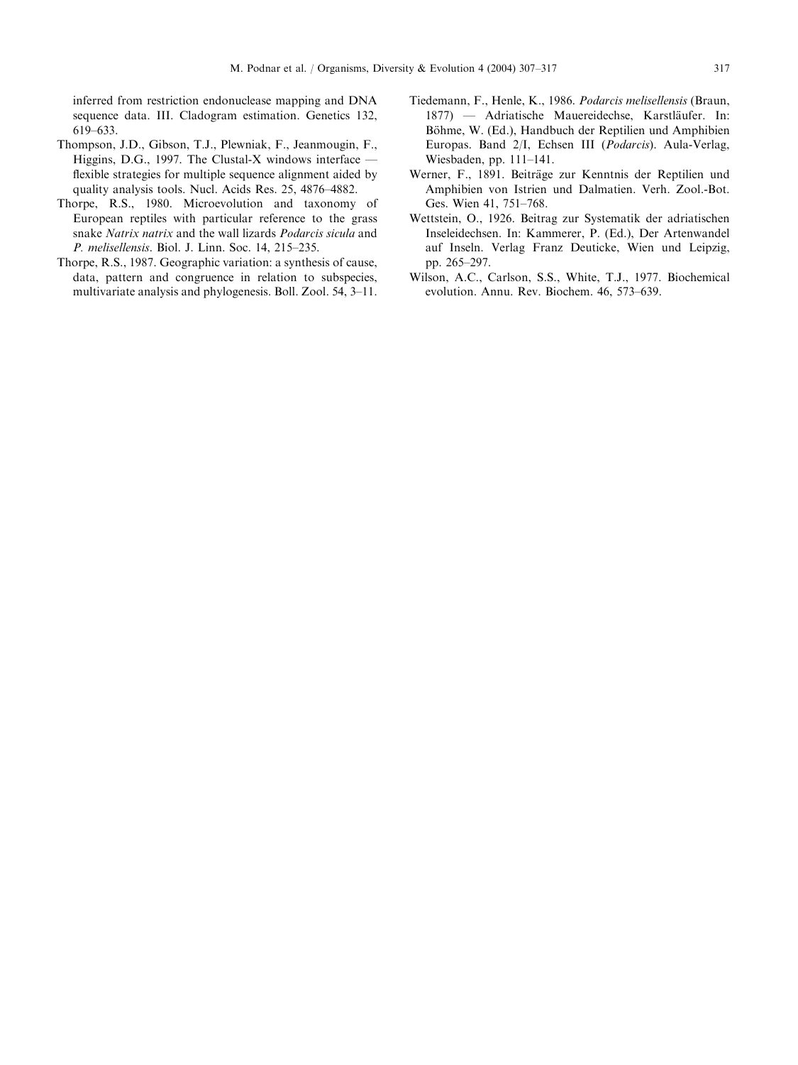inferred from restriction endonuclease mapping and DNA sequence data. III. Cladogram estimation. Genetics 132, 619–633.

Thompson, J.D., Gibson, T.J., Plewniak, F., Jeanmougin, F., Higgins, D.G., 1997. The Clustal-X windows interface — flexible strategies for multiple sequence alignment aided by quality analysis tools. Nucl. Acids Res. 25, 4876–4882.

Thorpe, R.S., 1980. Microevolution and taxonomy of European reptiles with particular reference to the grass snake *Natrix natrix* and the wall lizards *Podarcis sicula* and *P. melisellensis*. Biol. J. Linn. Soc. 14, 215–235.

Thorpe, R.S., 1987. Geographic variation: a synthesis of cause, data, pattern and congruence in relation to subspecies, multivariate analysis and phylogenesis. Boll. Zool. 54, 3–11.

Tiedemann, F., Henle, K., 1986. *Podarcis melisellensis* (Braun, 1877) — Adriatische Mauereidechse, Karstläufer. In: Böhme, W. (Ed.), Handbuch der Reptilien und Amphibien Europas. Band 2/I, Echsen III (*Podarcis*). Aula-Verlag, Wiesbaden, pp. 111–141.

Werner, F., 1891. Beiträge zur Kenntnis der Reptilien und Amphibien von Istrien und Dalmatien. Verh. Zool.-Bot. Ges. Wien 41, 751–768.

Wettstein, O., 1926. Beitrag zur Systematik der adriatischen Inseleidechsen. In: Kammerer, P. (Ed.), Der Artenwandel auf Inseln. Verlag Franz Deuticke, Wien und Leipzig, pp. 265–297.

Wilson, A.C., Carlson, S.S., White, T.J., 1977. Biochemical evolution. Annu. Rev. Biochem. 46, 573–639.